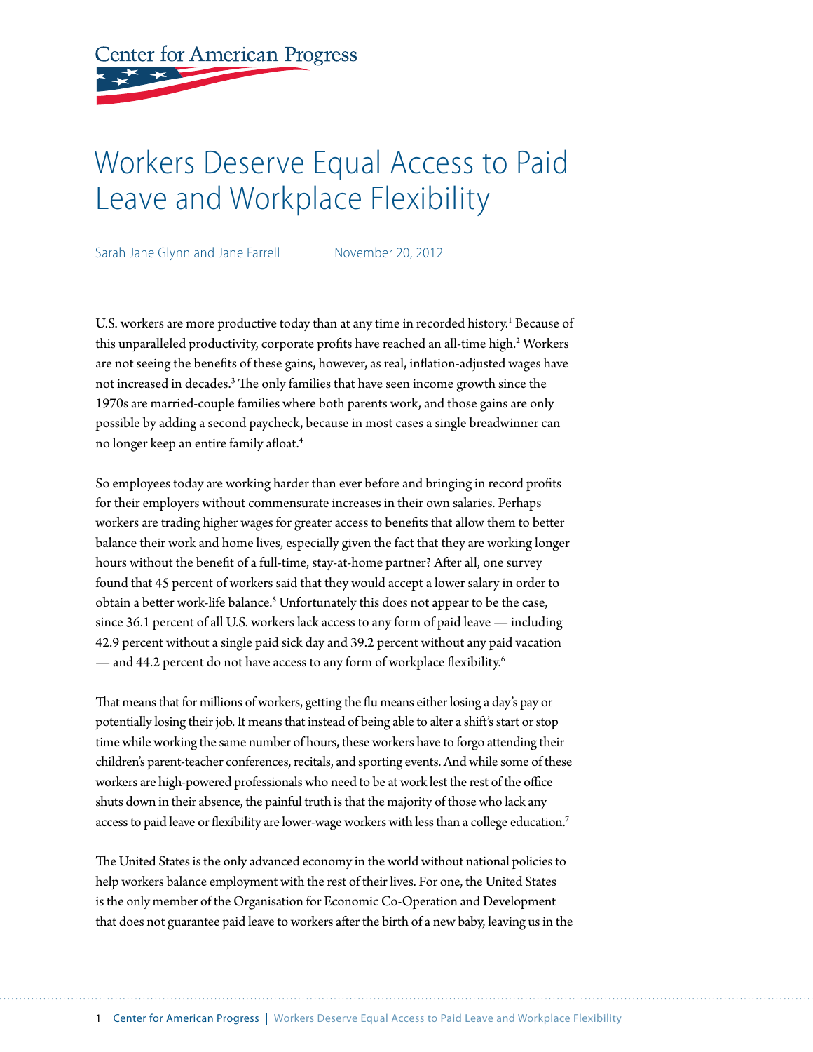Center for American Progress

# Workers Deserve Equal Access to Paid Leave and Workplace Flexibility

Sarah Jane Glynn and Jane Farrell    November 20, 2012

U.S. workers are more productive today than at any time in recorded history.[1] Because of this unparalleled productivity, corporate profits have reached an all-time high.[2] Workers are not seeing the benefits of these gains, however, as real, inflation-adjusted wages have not increased in decades.[3] The only families that have seen income growth since the 1970s are married-couple families where both parents work, and those gains are only possible by adding a second paycheck, because in most cases a single breadwinner can no longer keep an entire family afloat.[4]

So employees today are working harder than ever before and bringing in record profits for their employers without commensurate increases in their own salaries. Perhaps workers are trading higher wages for greater access to benefits that allow them to better balance their work and home lives, especially given the fact that they are working longer hours without the benefit of a full-time, stay-at-home partner? After all, one survey found that 45 percent of workers said that they would accept a lower salary in order to obtain a better work-life balance.[5] Unfortunately this does not appear to be the case, since 36.1 percent of all U.S. workers lack access to any form of paid leave — including 42.9 percent without a single paid sick day and 39.2 percent without any paid vacation — and 44.2 percent do not have access to any form of workplace flexibility.[6]

That means that for millions of workers, getting the flu means either losing a day's pay or potentially losing their job. It means that instead of being able to alter a shift's start or stop time while working the same number of hours, these workers have to forgo attending their children's parent-teacher conferences, recitals, and sporting events. And while some of these workers are high-powered professionals who need to be at work lest the rest of the office shuts down in their absence, the painful truth is that the majority of those who lack any access to paid leave or flexibility are lower-wage workers with less than a college education.[7]

The United States is the only advanced economy in the world without national policies to help workers balance employment with the rest of their lives. For one, the United States is the only member of the Organisation for Economic Co-Operation and Development that does not guarantee paid leave to workers after the birth of a new baby, leaving us in the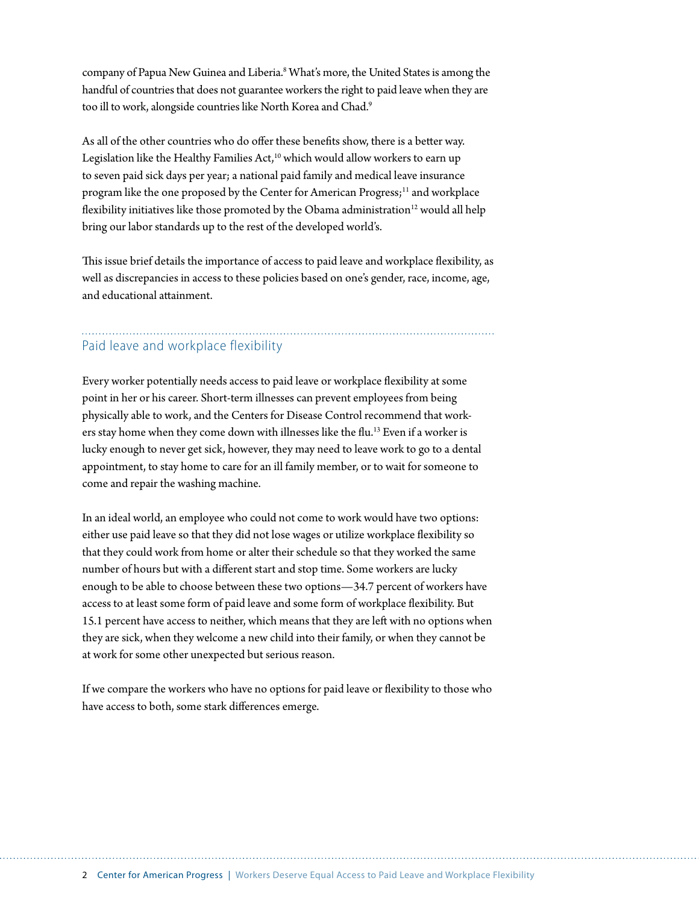company of Papua New Guinea and Liberia.[8] What's more, the United States is among the handful of countries that does not guarantee workers the right to paid leave when they are too ill to work, alongside countries like North Korea and Chad.[9]

As all of the other countries who do offer these benefits show, there is a better way. Legislation like the Healthy Families Act,[10] which would allow workers to earn up to seven paid sick days per year; a national paid family and medical leave insurance program like the one proposed by the Center for American Progress;[11] and workplace flexibility initiatives like those promoted by the Obama administration[12] would all help bring our labor standards up to the rest of the developed world's.

This issue brief details the importance of access to paid leave and workplace flexibility, as well as discrepancies in access to these policies based on one's gender, race, income, age, and educational attainment.

## Paid leave and workplace flexibility

Every worker potentially needs access to paid leave or workplace flexibility at some point in her or his career. Short-term illnesses can prevent employees from being physically able to work, and the Centers for Disease Control recommend that workers stay home when they come down with illnesses like the flu.[13] Even if a worker is lucky enough to never get sick, however, they may need to leave work to go to a dental appointment, to stay home to care for an ill family member, or to wait for someone to come and repair the washing machine.

In an ideal world, an employee who could not come to work would have two options: either use paid leave so that they did not lose wages or utilize workplace flexibility so that they could work from home or alter their schedule so that they worked the same number of hours but with a different start and stop time. Some workers are lucky enough to be able to choose between these two options—34.7 percent of workers have access to at least some form of paid leave and some form of workplace flexibility. But 15.1 percent have access to neither, which means that they are left with no options when they are sick, when they welcome a new child into their family, or when they cannot be at work for some other unexpected but serious reason.

If we compare the workers who have no options for paid leave or flexibility to those who have access to both, some stark differences emerge.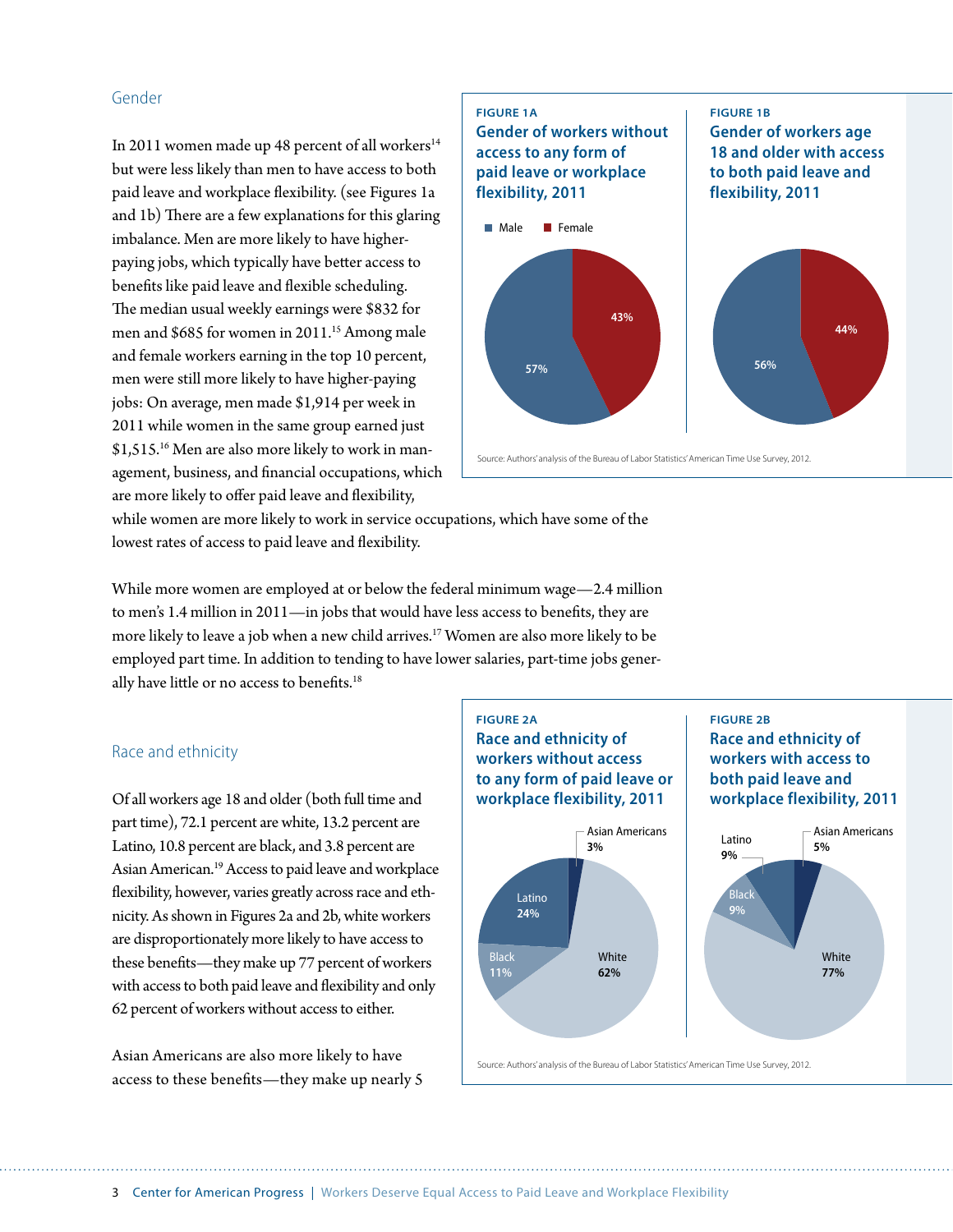## Gender

In 2011 women made up 48 percent of all workers[14] but were less likely than men to have access to both paid leave and workplace flexibility. (see Figures 1a and 1b) There are a few explanations for this glaring imbalance. Men are more likely to have higher-paying jobs, which typically have better access to benefits like paid leave and flexible scheduling. The median usual weekly earnings were $832 for men and $685 for women in 2011.[15] Among male and female workers earning in the top 10 percent, men were still more likely to have higher-paying jobs: On average, men made $1,914 per week in 2011 while women in the same group earned just $1,515.[16] Men are also more likely to work in management, business, and financial occupations, which are more likely to offer paid leave and flexibility, while women are more likely to work in service occupations, which have some of the lowest rates of access to paid leave and flexibility.

**FIGURE 1A**
**Gender of workers without access to any form of paid leave or workplace flexibility, 2011**

| | Percent |
|---|---|
| Male | 57% |
| Female | 43% |

**FIGURE 1B**
**Gender of workers age 18 and older with access to both paid leave and flexibility, 2011**

| | Percent |
|---|---|
| Male | 56% |
| Female | 44% |

Source: Authors' analysis of the Bureau of Labor Statistics' American Time Use Survey, 2012.

While more women are employed at or below the federal minimum wage—2.4 million to men's 1.4 million in 2011—in jobs that would have less access to benefits, they are more likely to leave a job when a new child arrives.[17] Women are also more likely to be employed part time. In addition to tending to have lower salaries, part-time jobs generally have little or no access to benefits.[18]

## Race and ethnicity

Of all workers age 18 and older (both full time and part time), 72.1 percent are white, 13.2 percent are Latino, 10.8 percent are black, and 3.8 percent are Asian American.[19] Access to paid leave and workplace flexibility, however, varies greatly across race and ethnicity. As shown in Figures 2a and 2b, white workers are disproportionately more likely to have access to these benefits—they make up 77 percent of workers with access to both paid leave and flexibility and only 62 percent of workers without access to either.

**FIGURE 2A**
**Race and ethnicity of workers without access to any form of paid leave or workplace flexibility, 2011**

| | Percent |
|---|---|
| White | 62% |
| Latino | 24% |
| Black | 11% |
| Asian Americans | 3% |

**FIGURE 2B**
**Race and ethnicity of workers with access to both paid leave and workplace flexibility, 2011**

| | Percent |
|---|---|
| White | 77% |
| Latino | 9% |
| Black | 9% |
| Asian Americans | 5% |

Source: Authors' analysis of the Bureau of Labor Statistics' American Time Use Survey, 2012.

Asian Americans are also more likely to have access to these benefits—they make up nearly 5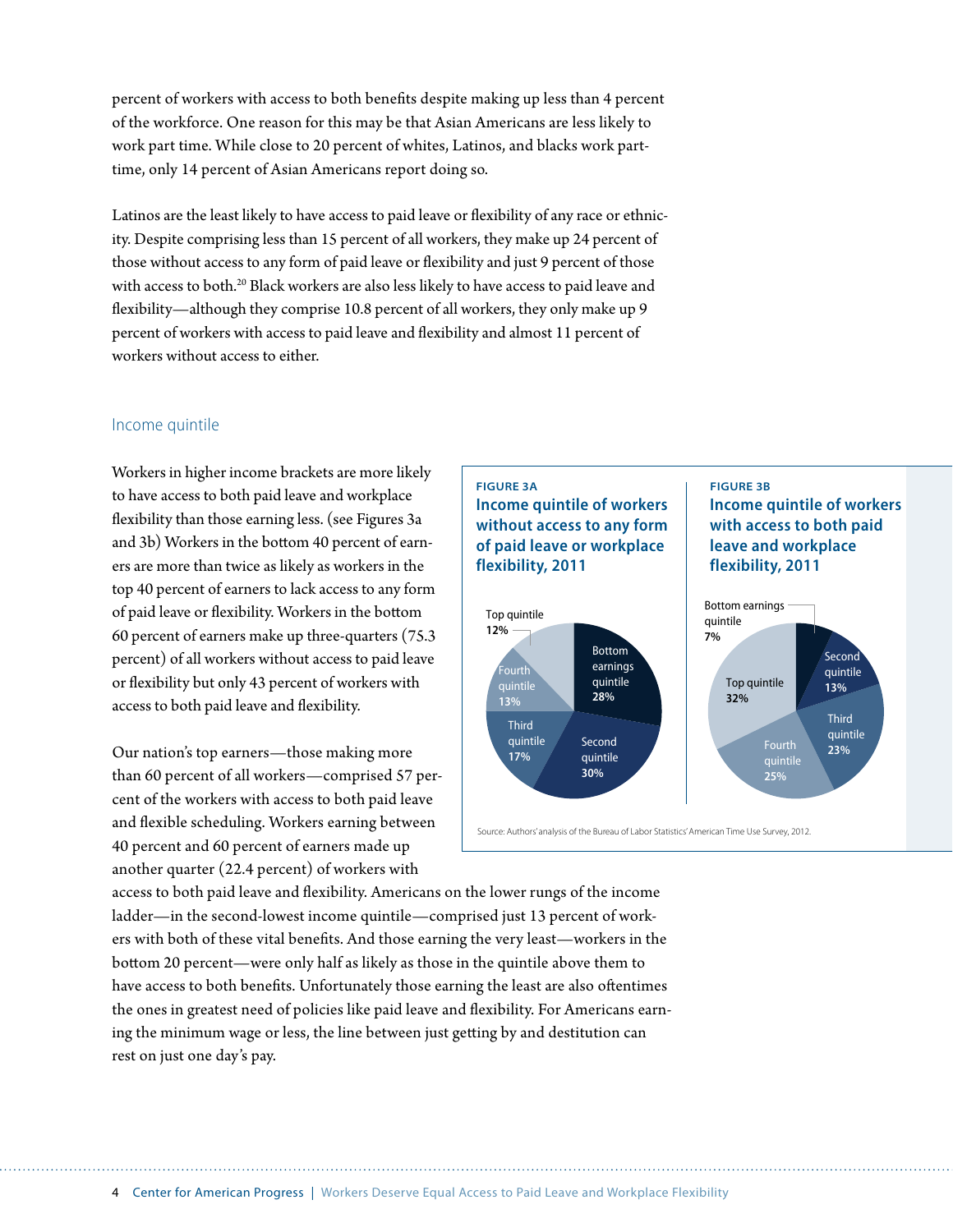percent of workers with access to both benefits despite making up less than 4 percent of the workforce. One reason for this may be that Asian Americans are less likely to work part time. While close to 20 percent of whites, Latinos, and blacks work part-time, only 14 percent of Asian Americans report doing so.

Latinos are the least likely to have access to paid leave or flexibility of any race or ethnicity. Despite comprising less than 15 percent of all workers, they make up 24 percent of those without access to any form of paid leave or flexibility and just 9 percent of those with access to both.[20] Black workers are also less likely to have access to paid leave and flexibility—although they comprise 10.8 percent of all workers, they only make up 9 percent of workers with access to paid leave and flexibility and almost 11 percent of workers without access to either.

## Income quintile

Workers in higher income brackets are more likely to have access to both paid leave and workplace flexibility than those earning less. (see Figures 3a and 3b) Workers in the bottom 40 percent of earners are more than twice as likely as workers in the top 40 percent of earners to lack access to any form of paid leave or flexibility. Workers in the bottom 60 percent of earners make up three-quarters (75.3 percent) of all workers without access to paid leave or flexibility but only 43 percent of workers with access to both paid leave and flexibility.

**FIGURE 3A**

**Income quintile of workers without access to any form of paid leave or workplace flexibility, 2011**

| Quintile | Share |
|---|---|
| Bottom earnings quintile | 28% |
| Second quintile | 30% |
| Third quintile | 17% |
| Fourth quintile | 13% |
| Top quintile | 12% |

**FIGURE 3B**

**Income quintile of workers with access to both paid leave and workplace flexibility, 2011**

| Quintile | Share |
|---|---|
| Bottom earnings quintile | 7% |
| Second quintile | 13% |
| Third quintile | 23% |
| Fourth quintile | 25% |
| Top quintile | 32% |

Source: Authors' analysis of the Bureau of Labor Statistics' American Time Use Survey, 2012.

Our nation's top earners—those making more than 60 percent of all workers—comprised 57 percent of the workers with access to both paid leave and flexible scheduling. Workers earning between 40 percent and 60 percent of earners made up another quarter (22.4 percent) of workers with access to both paid leave and flexibility. Americans on the lower rungs of the income ladder—in the second-lowest income quintile—comprised just 13 percent of workers with both of these vital benefits. And those earning the very least—workers in the bottom 20 percent—were only half as likely as those in the quintile above them to have access to both benefits. Unfortunately those earning the least are also oftentimes the ones in greatest need of policies like paid leave and flexibility. For Americans earning the minimum wage or less, the line between just getting by and destitution can rest on just one day's pay.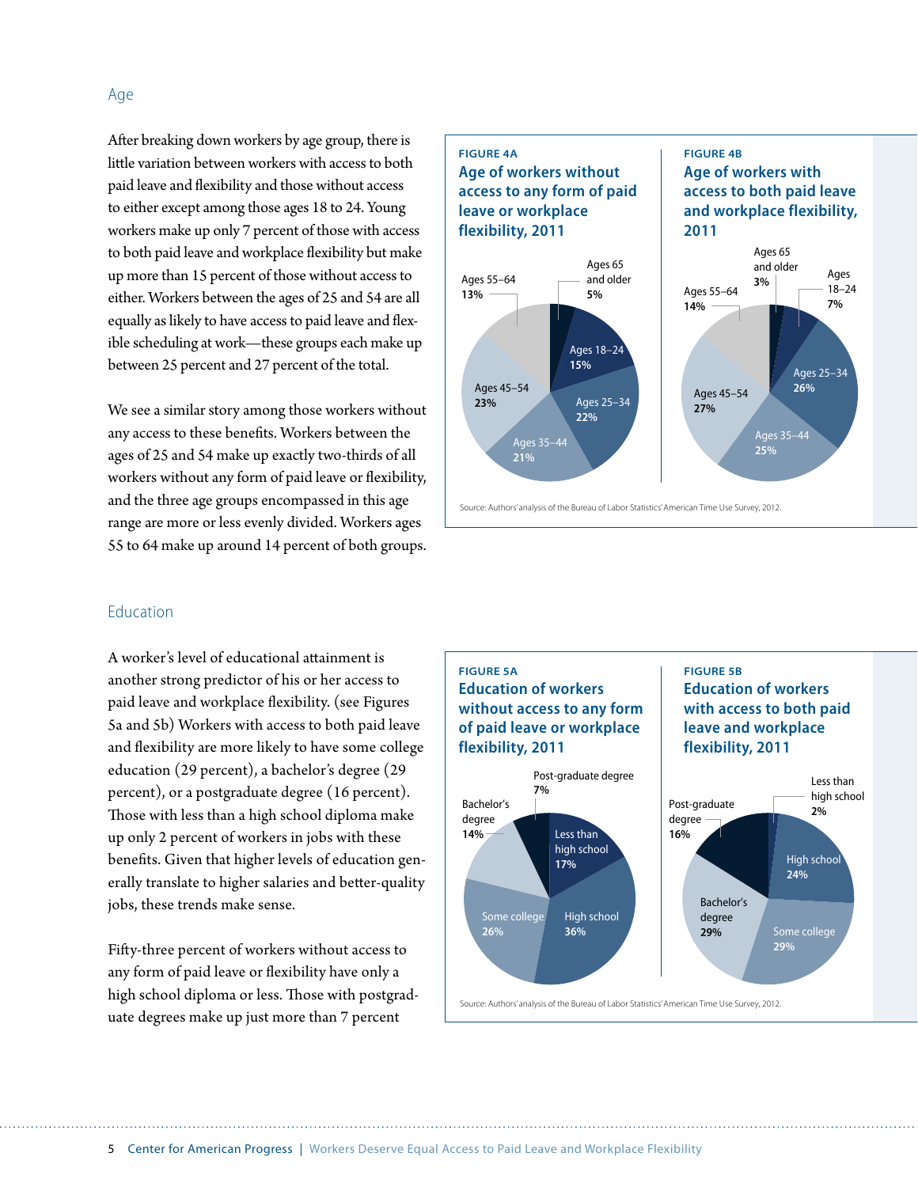## Age

After breaking down workers by age group, there is little variation between workers with access to both paid leave and flexibility and those without access to either except among those ages 18 to 24. Young workers make up only 7 percent of those with access to both paid leave and workplace flexibility but make up more than 15 percent of those without access to either. Workers between the ages of 25 and 54 are all equally as likely to have access to paid leave and flexible scheduling at work—these groups each make up between 25 percent and 27 percent of the total.

We see a similar story among those workers without any access to these benefits. Workers between the ages of 25 and 54 make up exactly two-thirds of all workers without any form of paid leave or flexibility, and the three age groups encompassed in this age range are more or less evenly divided. Workers ages 55 to 64 make up around 14 percent of both groups.

**FIGURE 4A**

**Age of workers without access to any form of paid leave or workplace flexibility, 2011**

| Age group | Percent |
| --- | --- |
| Ages 18–24 | 15% |
| Ages 25–34 | 22% |
| Ages 35–44 | 21% |
| Ages 45–54 | 23% |
| Ages 55–64 | 13% |
| Ages 65 and older | 5% |

**FIGURE 4B**

**Age of workers with access to both paid leave and workplace flexibility, 2011**

| Age group | Percent |
| --- | --- |
| Ages 18–24 | 7% |
| Ages 25–34 | 26% |
| Ages 35–44 | 25% |
| Ages 45–54 | 27% |
| Ages 55–64 | 14% |
| Ages 65 and older | 3% |

Source: Authors' analysis of the Bureau of Labor Statistics' American Time Use Survey, 2012.

## Education

A worker's level of educational attainment is another strong predictor of his or her access to paid leave and workplace flexibility. (see Figures 5a and 5b) Workers with access to both paid leave and flexibility are more likely to have some college education (29 percent), a bachelor's degree (29 percent), or a postgraduate degree (16 percent). Those with less than a high school diploma make up only 2 percent of workers in jobs with these benefits. Given that higher levels of education generally translate to higher salaries and better-quality jobs, these trends make sense.

Fifty-three percent of workers without access to any form of paid leave or flexibility have only a high school diploma or less. Those with postgraduate degrees make up just more than 7 percent

**FIGURE 5A**

**Education of workers without access to any form of paid leave or workplace flexibility, 2011**

| Education | Percent |
| --- | --- |
| Less than high school | 17% |
| High school | 36% |
| Some college | 26% |
| Bachelor's degree | 14% |
| Post-graduate degree | 7% |

**FIGURE 5B**

**Education of workers with access to both paid leave and workplace flexibility, 2011**

| Education | Percent |
| --- | --- |
| Less than high school | 2% |
| High school | 24% |
| Some college | 29% |
| Bachelor's degree | 29% |
| Post-graduate degree | 16% |

Source: Authors' analysis of the Bureau of Labor Statistics' American Time Use Survey, 2012.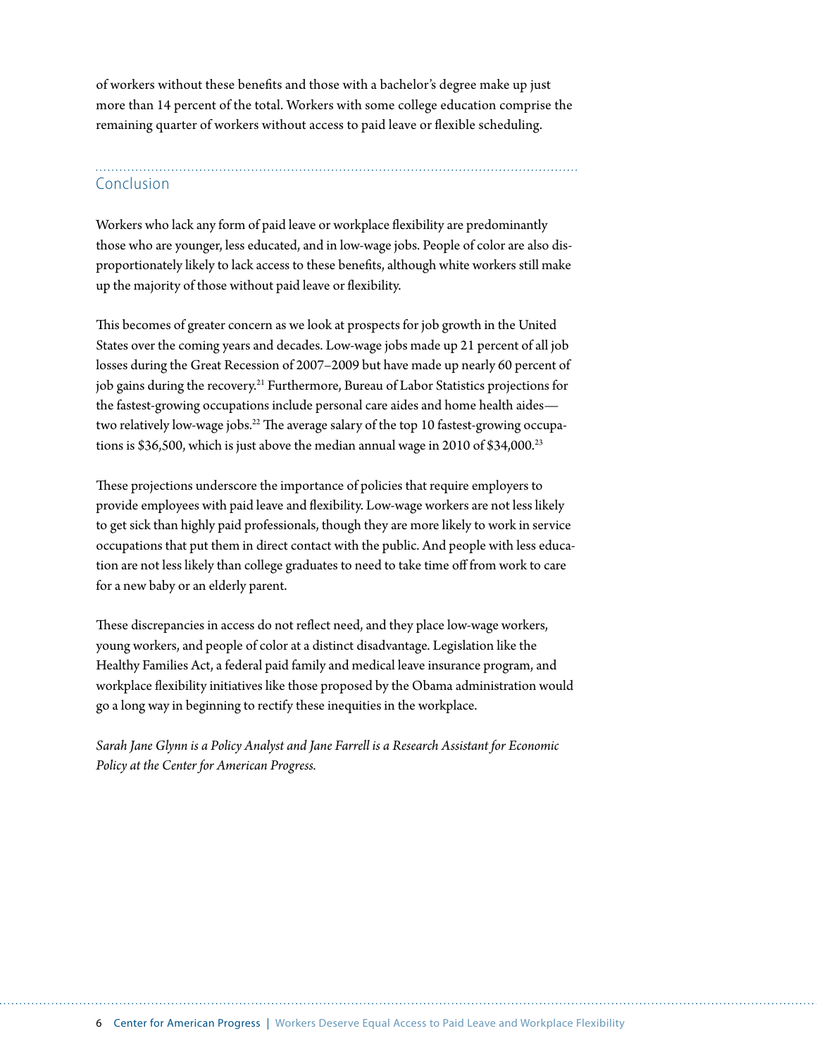of workers without these benefits and those with a bachelor's degree make up just more than 14 percent of the total. Workers with some college education comprise the remaining quarter of workers without access to paid leave or flexible scheduling.

## Conclusion

Workers who lack any form of paid leave or workplace flexibility are predominantly those who are younger, less educated, and in low-wage jobs. People of color are also disproportionately likely to lack access to these benefits, although white workers still make up the majority of those without paid leave or flexibility.

This becomes of greater concern as we look at prospects for job growth in the United States over the coming years and decades. Low-wage jobs made up 21 percent of all job losses during the Great Recession of 2007–2009 but have made up nearly 60 percent of job gains during the recovery.[21] Furthermore, Bureau of Labor Statistics projections for the fastest-growing occupations include personal care aides and home health aides—two relatively low-wage jobs.[22] The average salary of the top 10 fastest-growing occupations is $36,500, which is just above the median annual wage in 2010 of $34,000.[23]

These projections underscore the importance of policies that require employers to provide employees with paid leave and flexibility. Low-wage workers are not less likely to get sick than highly paid professionals, though they are more likely to work in service occupations that put them in direct contact with the public. And people with less education are not less likely than college graduates to need to take time off from work to care for a new baby or an elderly parent.

These discrepancies in access do not reflect need, and they place low-wage workers, young workers, and people of color at a distinct disadvantage. Legislation like the Healthy Families Act, a federal paid family and medical leave insurance program, and workplace flexibility initiatives like those proposed by the Obama administration would go a long way in beginning to rectify these inequities in the workplace.

*Sarah Jane Glynn is a Policy Analyst and Jane Farrell is a Research Assistant for Economic Policy at the Center for American Progress.*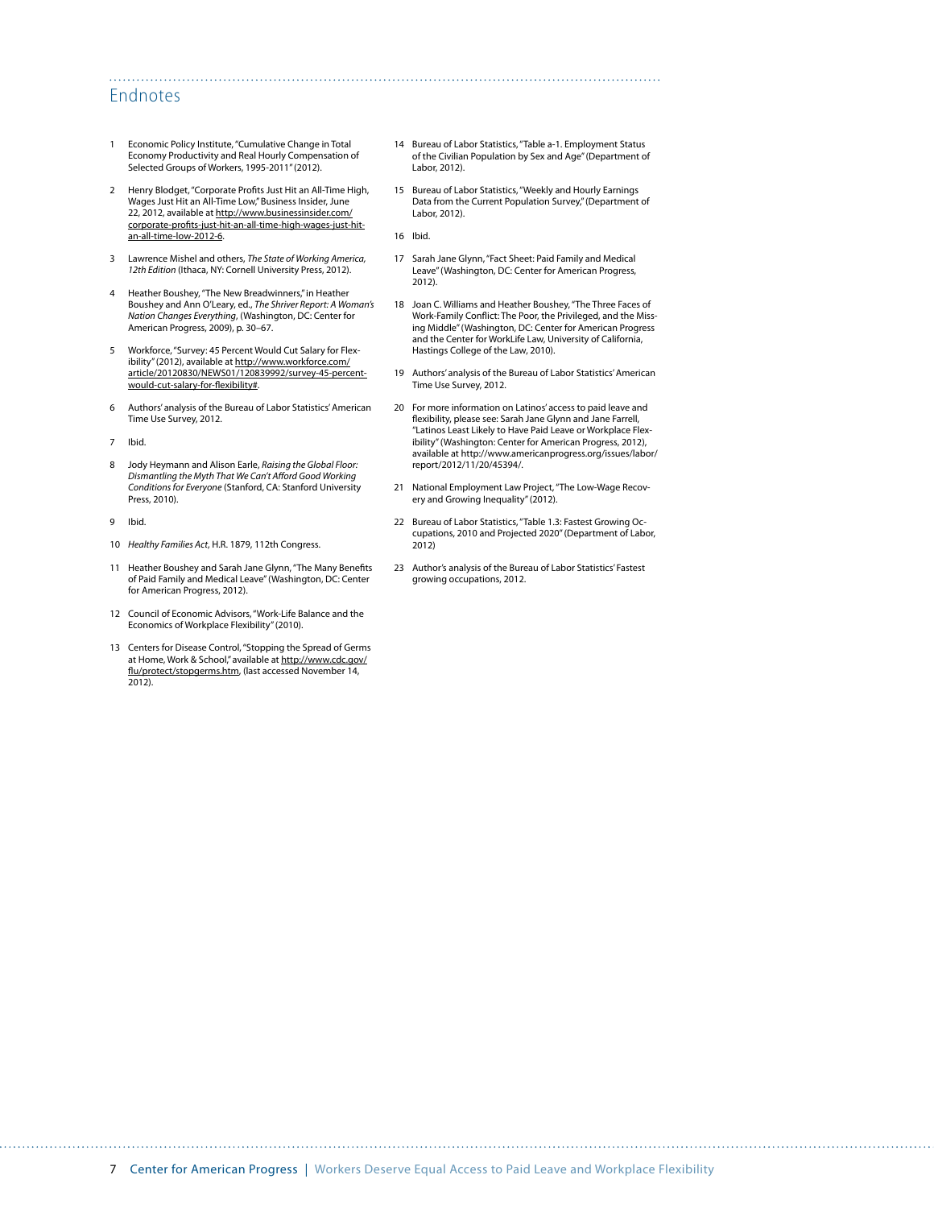## Endnotes

1 Economic Policy Institute, "Cumulative Change in Total Economy Productivity and Real Hourly Compensation of Selected Groups of Workers, 1995-2011" (2012).

2 Henry Blodget, "Corporate Profits Just Hit an All-Time High, Wages Just Hit an All-Time Low," Business Insider, June 22, 2012, available at http://www.businessinsider.com/corporate-profits-just-hit-an-all-time-high-wages-just-hit-an-all-time-low-2012-6.

3 Lawrence Mishel and others, *The State of Working America, 12th Edition* (Ithaca, NY: Cornell University Press, 2012).

4 Heather Boushey, "The New Breadwinners," in Heather Boushey and Ann O'Leary, ed., *The Shriver Report: A Woman's Nation Changes Everything*, (Washington, DC: Center for American Progress, 2009), p. 30–67.

5 Workforce, "Survey: 45 Percent Would Cut Salary for Flexibility" (2012), available at http://www.workforce.com/article/20120830/NEWS01/120839992/survey-45-percent-would-cut-salary-for-flexibility#.

6 Authors' analysis of the Bureau of Labor Statistics' American Time Use Survey, 2012.

7 Ibid.

8 Jody Heymann and Alison Earle, *Raising the Global Floor: Dismantling the Myth That We Can't Afford Good Working Conditions for Everyone* (Stanford, CA: Stanford University Press, 2010).

9 Ibid.

10 *Healthy Families Act*, H.R. 1879, 112th Congress.

11 Heather Boushey and Sarah Jane Glynn, "The Many Benefits of Paid Family and Medical Leave" (Washington, DC: Center for American Progress, 2012).

12 Council of Economic Advisors, "Work-Life Balance and the Economics of Workplace Flexibility" (2010).

13 Centers for Disease Control, "Stopping the Spread of Germs at Home, Work & School," available at http://www.cdc.gov/flu/protect/stopgerms.htm, (last accessed November 14, 2012).

14 Bureau of Labor Statistics, "Table a-1. Employment Status of the Civilian Population by Sex and Age" (Department of Labor, 2012).

15 Bureau of Labor Statistics, "Weekly and Hourly Earnings Data from the Current Population Survey," (Department of Labor, 2012).

16 Ibid.

17 Sarah Jane Glynn, "Fact Sheet: Paid Family and Medical Leave" (Washington, DC: Center for American Progress, 2012).

18 Joan C. Williams and Heather Boushey, "The Three Faces of Work-Family Conflict: The Poor, the Privileged, and the Missing Middle" (Washington, DC: Center for American Progress and the Center for WorkLife Law, University of California, Hastings College of the Law, 2010).

19 Authors' analysis of the Bureau of Labor Statistics' American Time Use Survey, 2012.

20 For more information on Latinos' access to paid leave and flexibility, please see: Sarah Jane Glynn and Jane Farrell, "Latinos Least Likely to Have Paid Leave or Workplace Flexibility" (Washington: Center for American Progress, 2012), available at http://www.americanprogress.org/issues/labor/report/2012/11/20/45394/.

21 National Employment Law Project, "The Low-Wage Recovery and Growing Inequality" (2012).

22 Bureau of Labor Statistics, "Table 1.3: Fastest Growing Occupations, 2010 and Projected 2020" (Department of Labor, 2012)

23 Author's analysis of the Bureau of Labor Statistics' Fastest growing occupations, 2012.